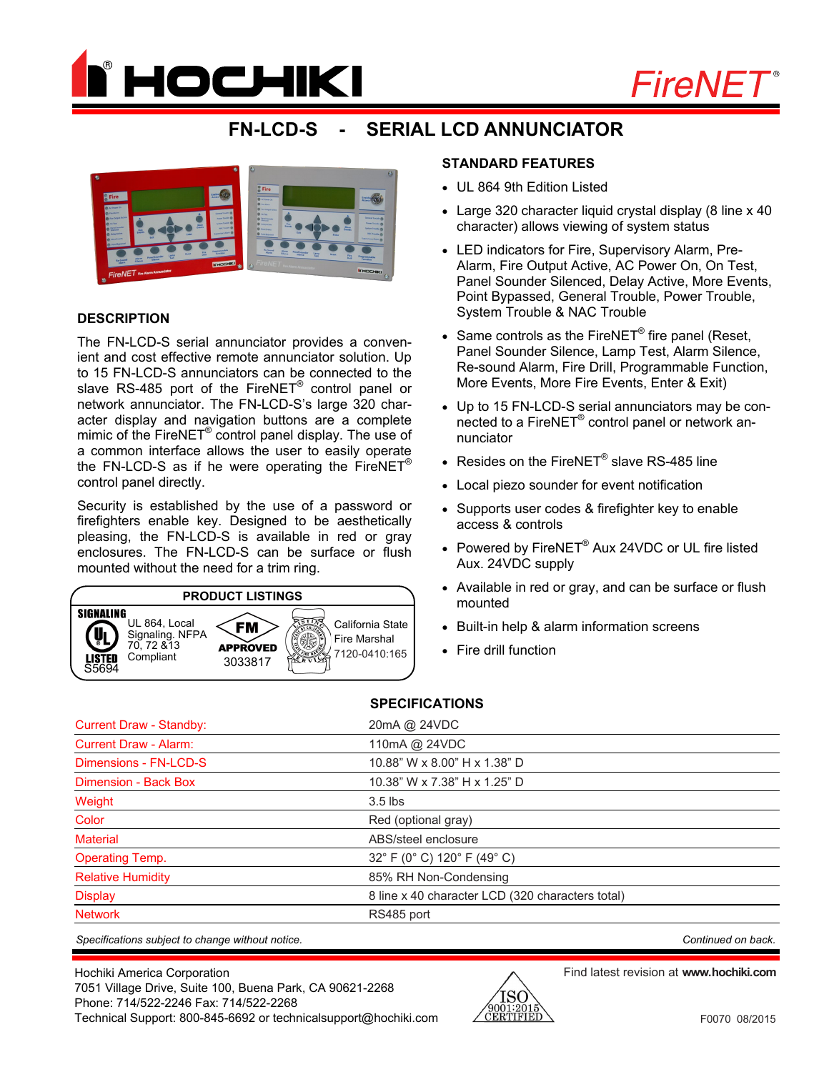# HOCHIKI FireNET®

## FN-LCD-S - SERIAL LCD ANNUNCIATOR

### DESCRIPTION

The FN-LCD-S serial annunciator provides a convenient and cost effective remote annunciator solution. Up to 15 FN-LCD-S annunciators can be connected to the slave RS-485 port of the FireNET® control panel or network annunciator. The FN-LCD-S's large 320 character display and navigation buttons are a complete mimic of the FireNET® control panel display. The use of a common interface allows the user to easily operate the FN-LCD-S as if he were operating the FireNET® control panel directly.

Security is established by the use of a password or firefighters enable key. Designed to be aesthetically pleasing, the FN-LCD-S is available in red or gray enclosures. The FN-LCD-S can be surface or flush mounted without the need for a trim ring.

### PRODUCT LISTINGS

- SIGNALING UL LISTED S5694 — UL 864, Local Signaling. NFPA 70, 72 &13 Compliant
- FM APPROVED 3033817
- California State Fire Marshal 7120-0410:165

### STANDARD FEATURES

- UL 864 9th Edition Listed
- Large 320 character liquid crystal display (8 line x 40 character) allows viewing of system status
- LED indicators for Fire, Supervisory Alarm, Pre-Alarm, Fire Output Active, AC Power On, On Test, Panel Sounder Silenced, Delay Active, More Events, Point Bypassed, General Trouble, Power Trouble, System Trouble & NAC Trouble
- Same controls as the FireNET® fire panel (Reset, Panel Sounder Silence, Lamp Test, Alarm Silence, Re-sound Alarm, Fire Drill, Programmable Function, More Events, More Fire Events, Enter & Exit)
- Up to 15 FN-LCD-S serial annunciators may be connected to a FireNET® control panel or network annunciator
- Resides on the FireNET® slave RS-485 line
- Local piezo sounder for event notification
- Supports user codes & firefighter key to enable access & controls
- Powered by FireNET® Aux 24VDC or UL fire listed Aux. 24VDC supply
- Available in red or gray, and can be surface or flush mounted
- Built-in help & alarm information screens
- Fire drill function

### SPECIFICATIONS

| | |
|---|---|
| Current Draw - Standby: | 20mA @ 24VDC |
| Current Draw - Alarm: | 110mA @ 24VDC |
| Dimensions - FN-LCD-S | 10.88" W x 8.00" H x 1.38" D |
| Dimension - Back Box | 10.38" W x 7.38" H x 1.25" D |
| Weight | 3.5 lbs |
| Color | Red (optional gray) |
| Material | ABS/steel enclosure |
| Operating Temp. | 32° F (0° C) 120° F (49° C) |
| Relative Humidity | 85% RH Non-Condensing |
| Display | 8 line x 40 character LCD (320 characters total) |
| Network | RS485 port |

*Specifications subject to change without notice.* *Continued on back.*

Hochiki America Corporation
7051 Village Drive, Suite 100, Buena Park, CA 90621-2268
Phone: 714/522-2246 Fax: 714/522-2268
Technical Support: 800-845-6692 or technicalsupport@hochiki.com

ISO 9001:2015 CERTIFIED

Find latest revision at **www.hochiki.com**

F0070 08/2015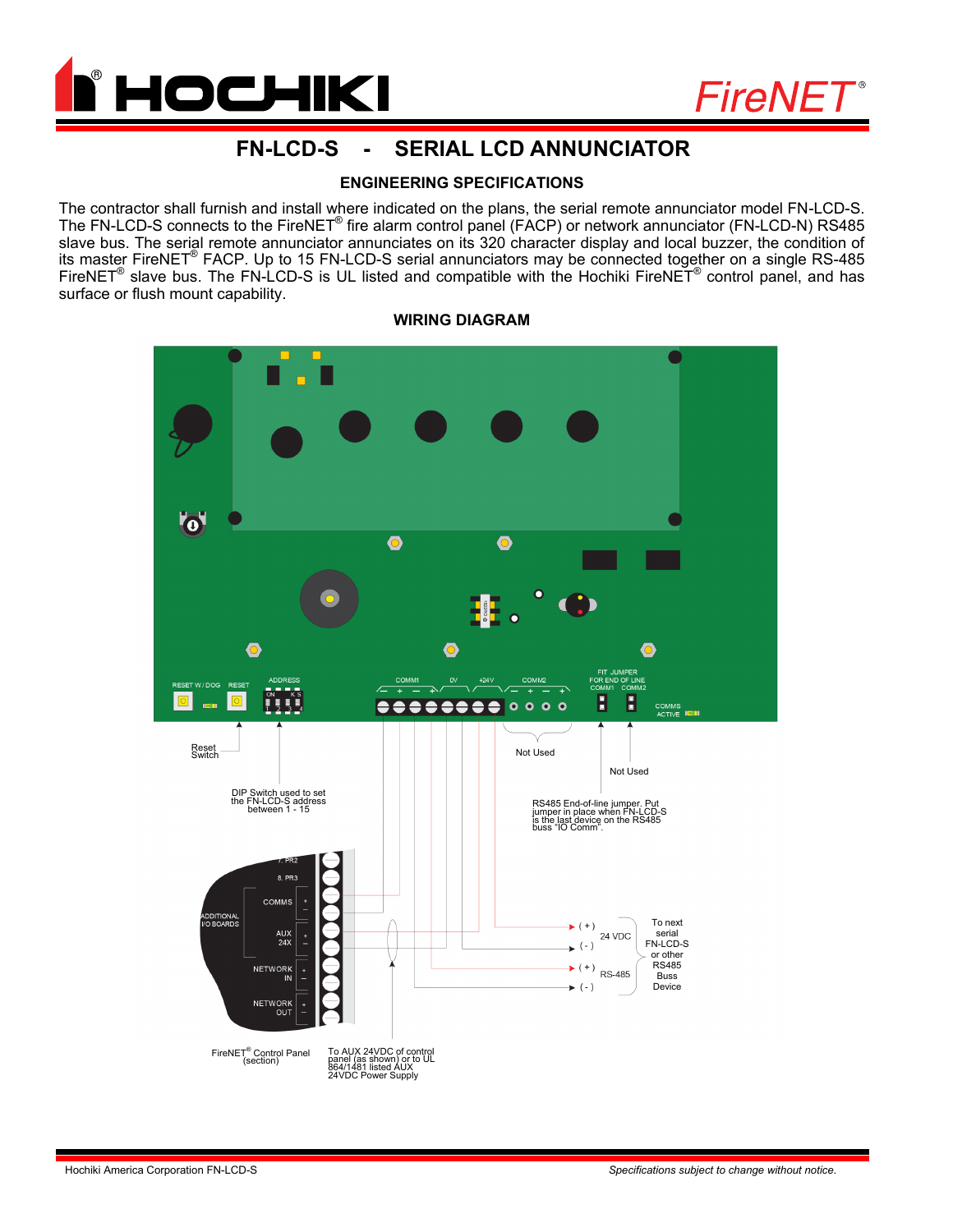# FN-LCD-S - SERIAL LCD ANNUNCIATOR

## ENGINEERING SPECIFICATIONS

The contractor shall furnish and install where indicated on the plans, the serial remote annunciator model FN-LCD-S. The FN-LCD-S connects to the FireNET® fire alarm control panel (FACP) or network annunciator (FN-LCD-N) RS485 slave bus. The serial remote annunciator annunciates on its 320 character display and local buzzer, the condition of its master FireNET® FACP. Up to 15 FN-LCD-S serial annunciators may be connected together on a single RS-485 FireNET® slave bus. The FN-LCD-S is UL listed and compatible with the Hochiki FireNET® control panel, and has surface or flush mount capability.

## WIRING DIAGRAM

RESET W / DOG
RESET
ADDRESS
ON
K S
1 2 3 4
COMM1
0V
+24V
COMM2
FIT JUMPER FOR END OF LINE
COMM1 COMM2
COMMS ACTIVE

Reset Switch

DIP Switch used to set the FN-LCD-S address between 1 - 15

Not Used

Not Used

RS485 End-of-line jumper. Put jumper in place when FN-LCD-S is the last device on the RS485 buss "IO Comm".

7. PR2
8. PR3
COMMS
ADDITIONAL I/O BOARDS
AUX 24X
NETWORK IN
NETWORK OUT

( + ) ( - ) 24 VDC
( + ) ( - ) RS-485

To next serial FN-LCD-S or other RS485 Buss Device

FireNET® Control Panel (section)

To AUX 24VDC of control panel (as shown) or to UL 864/1481 listed AUX 24VDC Power Supply